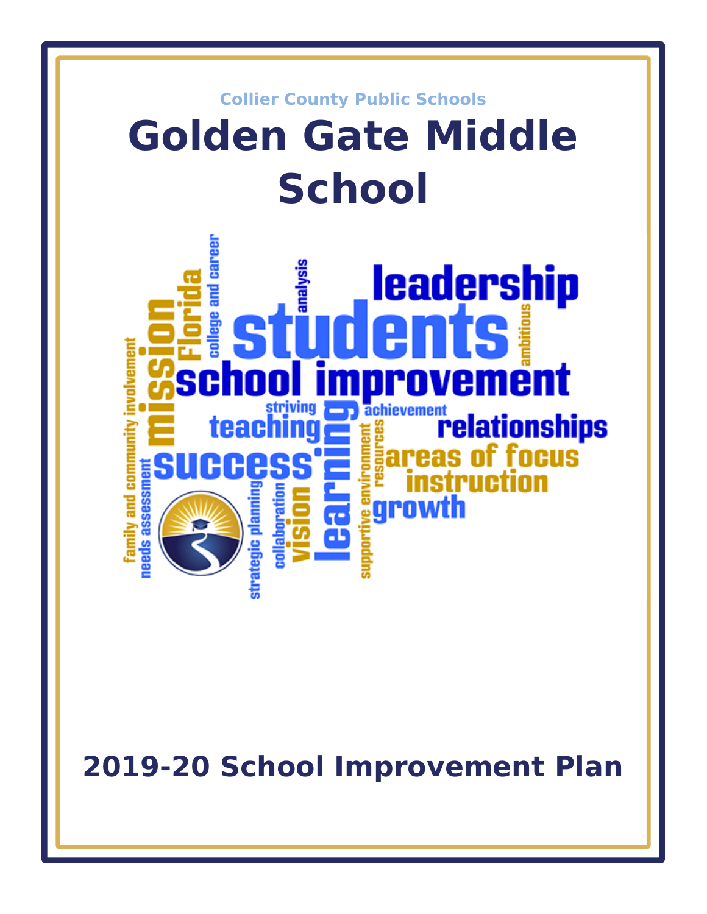Collier County Public Schools

# Golden Gate Middle School

## 2019-20 School Improvement Plan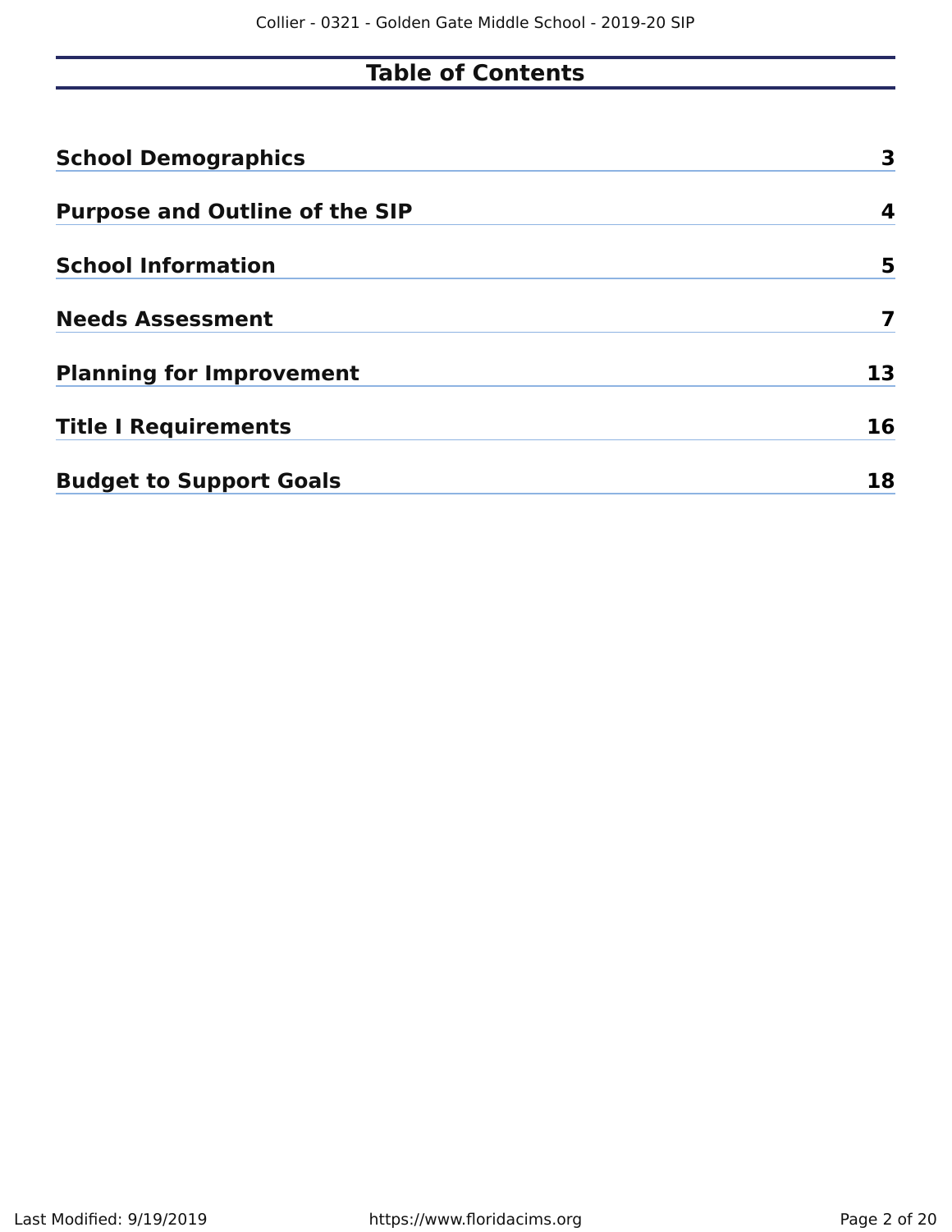# Table of Contents

| | |
|---|---|
| **School Demographics** | **3** |
| **Purpose and Outline of the SIP** | **4** |
| **School Information** | **5** |
| **Needs Assessment** | **7** |
| **Planning for Improvement** | **13** |
| **Title I Requirements** | **16** |
| **Budget to Support Goals** | **18** |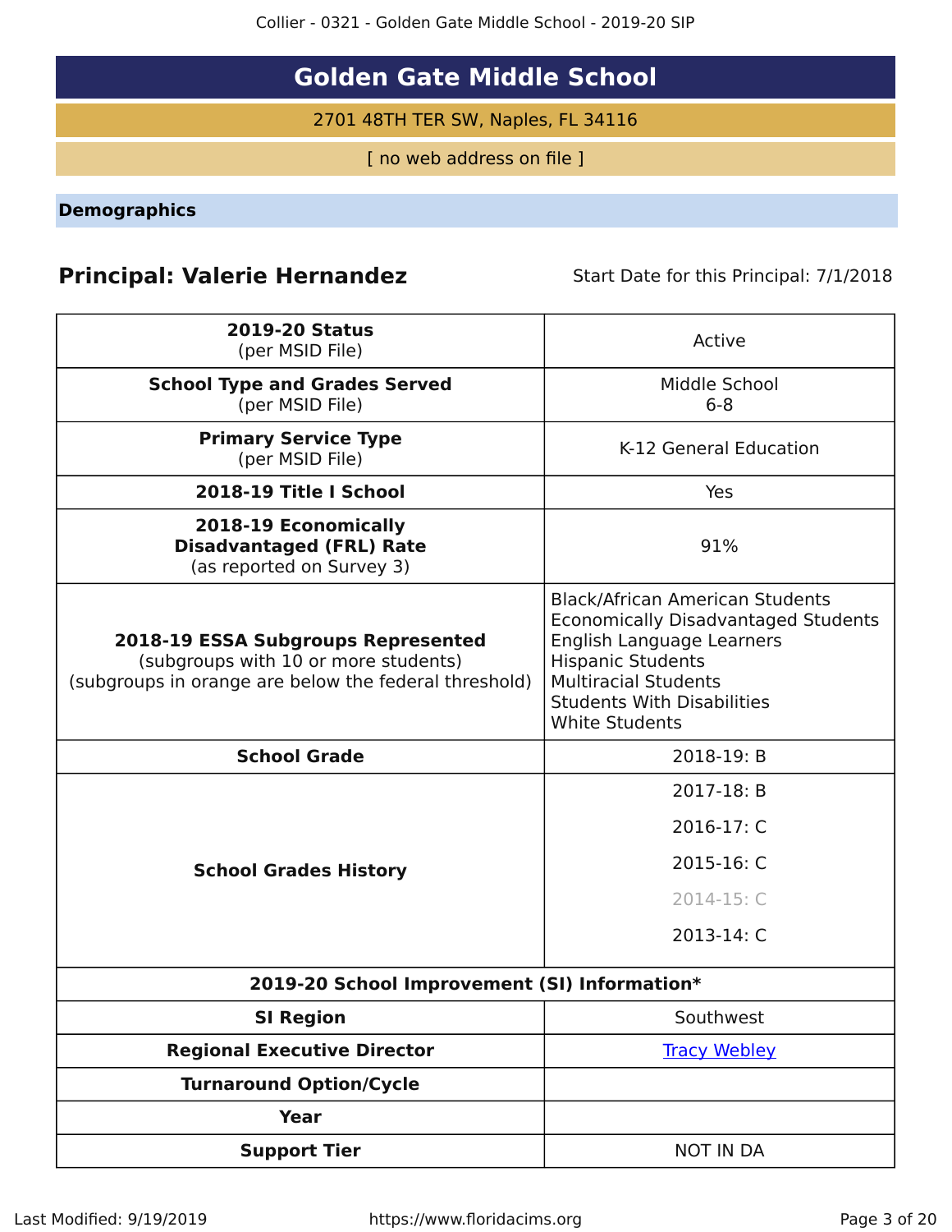# Golden Gate Middle School

2701 48TH TER SW, Naples, FL 34116

[ no web address on file ]

## Demographics

**Principal: Valerie Hernandez** Start Date for this Principal: 7/1/2018

| | |
|---|---|
| **2019-20 Status** (per MSID File) | Active |
| **School Type and Grades Served** (per MSID File) | Middle School 6-8 |
| **Primary Service Type** (per MSID File) | K-12 General Education |
| **2018-19 Title I School** | Yes |
| **2018-19 Economically Disadvantaged (FRL) Rate** (as reported on Survey 3) | 91% |
| **2018-19 ESSA Subgroups Represented** (subgroups with 10 or more students) (subgroups in orange are below the federal threshold) | Black/African American Students<br>Economically Disadvantaged Students<br>English Language Learners<br>Hispanic Students<br>Multiracial Students<br>Students With Disabilities<br>White Students |
| **School Grade** | 2018-19: B |
| **School Grades History** | 2017-18: B<br>2016-17: C<br>2015-16: C<br>2014-15: C<br>2013-14: C |
| **2019-20 School Improvement (SI) Information*** | |
| **SI Region** | Southwest |
| **Regional Executive Director** | Tracy Webley |
| **Turnaround Option/Cycle** | |
| **Year** | |
| **Support Tier** | NOT IN DA |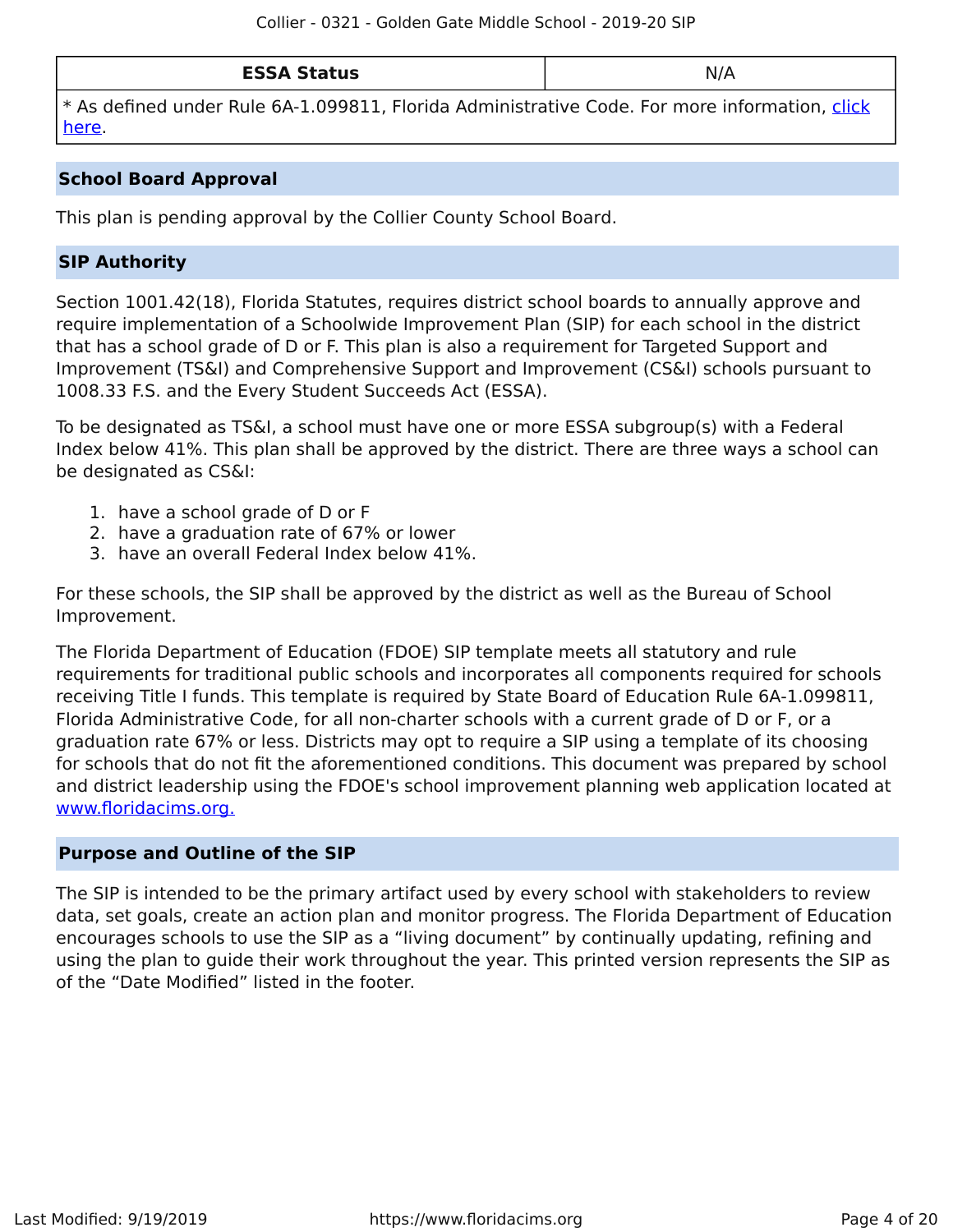| ESSA Status | N/A |
| --- | --- |
| * As defined under Rule 6A-1.099811, Florida Administrative Code. For more information, [click here](). | |

## School Board Approval

This plan is pending approval by the Collier County School Board.

## SIP Authority

Section 1001.42(18), Florida Statutes, requires district school boards to annually approve and require implementation of a Schoolwide Improvement Plan (SIP) for each school in the district that has a school grade of D or F. This plan is also a requirement for Targeted Support and Improvement (TS&I) and Comprehensive Support and Improvement (CS&I) schools pursuant to 1008.33 F.S. and the Every Student Succeeds Act (ESSA).

To be designated as TS&I, a school must have one or more ESSA subgroup(s) with a Federal Index below 41%. This plan shall be approved by the district. There are three ways a school can be designated as CS&I:

1. have a school grade of D or F
2. have a graduation rate of 67% or lower
3. have an overall Federal Index below 41%.

For these schools, the SIP shall be approved by the district as well as the Bureau of School Improvement.

The Florida Department of Education (FDOE) SIP template meets all statutory and rule requirements for traditional public schools and incorporates all components required for schools receiving Title I funds. This template is required by State Board of Education Rule 6A-1.099811, Florida Administrative Code, for all non-charter schools with a current grade of D or F, or a graduation rate 67% or less. Districts may opt to require a SIP using a template of its choosing for schools that do not fit the aforementioned conditions. This document was prepared by school and district leadership using the FDOE's school improvement planning web application located at [www.floridacims.org.](https://www.floridacims.org)

## Purpose and Outline of the SIP

The SIP is intended to be the primary artifact used by every school with stakeholders to review data, set goals, create an action plan and monitor progress. The Florida Department of Education encourages schools to use the SIP as a "living document" by continually updating, refining and using the plan to guide their work throughout the year. This printed version represents the SIP as of the "Date Modified" listed in the footer.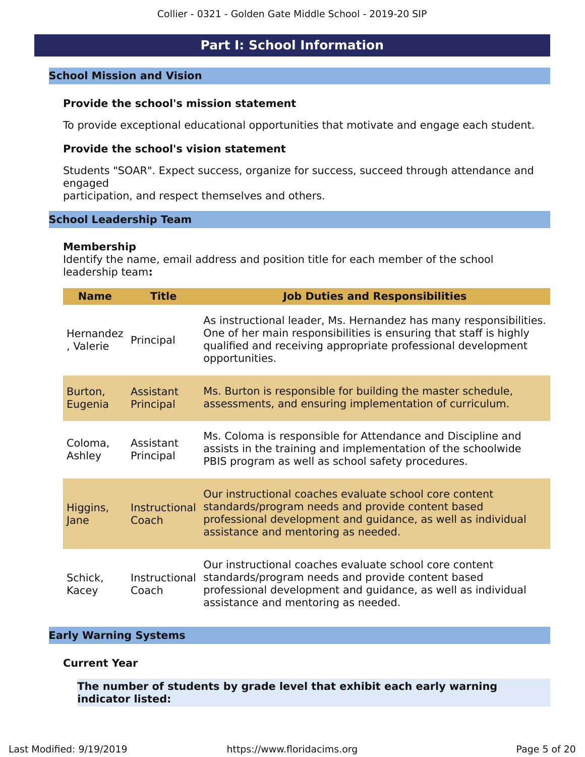# Part I: School Information

## School Mission and Vision

### Provide the school's mission statement

To provide exceptional educational opportunities that motivate and engage each student.

### Provide the school's vision statement

Students "SOAR". Expect success, organize for success, succeed through attendance and engaged participation, and respect themselves and others.

## School Leadership Team

### Membership

Identify the name, email address and position title for each member of the school leadership team**:**

| Name | Title | Job Duties and Responsibilities |
|---|---|---|
| Hernandez, Valerie | Principal | As instructional leader, Ms. Hernandez has many responsibilities. One of her main responsibilities is ensuring that staff is highly qualified and receiving appropriate professional development opportunities. |
| Burton, Eugenia | Assistant Principal | Ms. Burton is responsible for building the master schedule, assessments, and ensuring implementation of curriculum. |
| Coloma, Ashley | Assistant Principal | Ms. Coloma is responsible for Attendance and Discipline and assists in the training and implementation of the schoolwide PBIS program as well as school safety procedures. |
| Higgins, Jane | Instructional Coach | Our instructional coaches evaluate school core content standards/program needs and provide content based professional development and guidance, as well as individual assistance and mentoring as needed. |
| Schick, Kacey | Instructional Coach | Our instructional coaches evaluate school core content standards/program needs and provide content based professional development and guidance, as well as individual assistance and mentoring as needed. |

## Early Warning Systems

### Current Year

**The number of students by grade level that exhibit each early warning indicator listed:**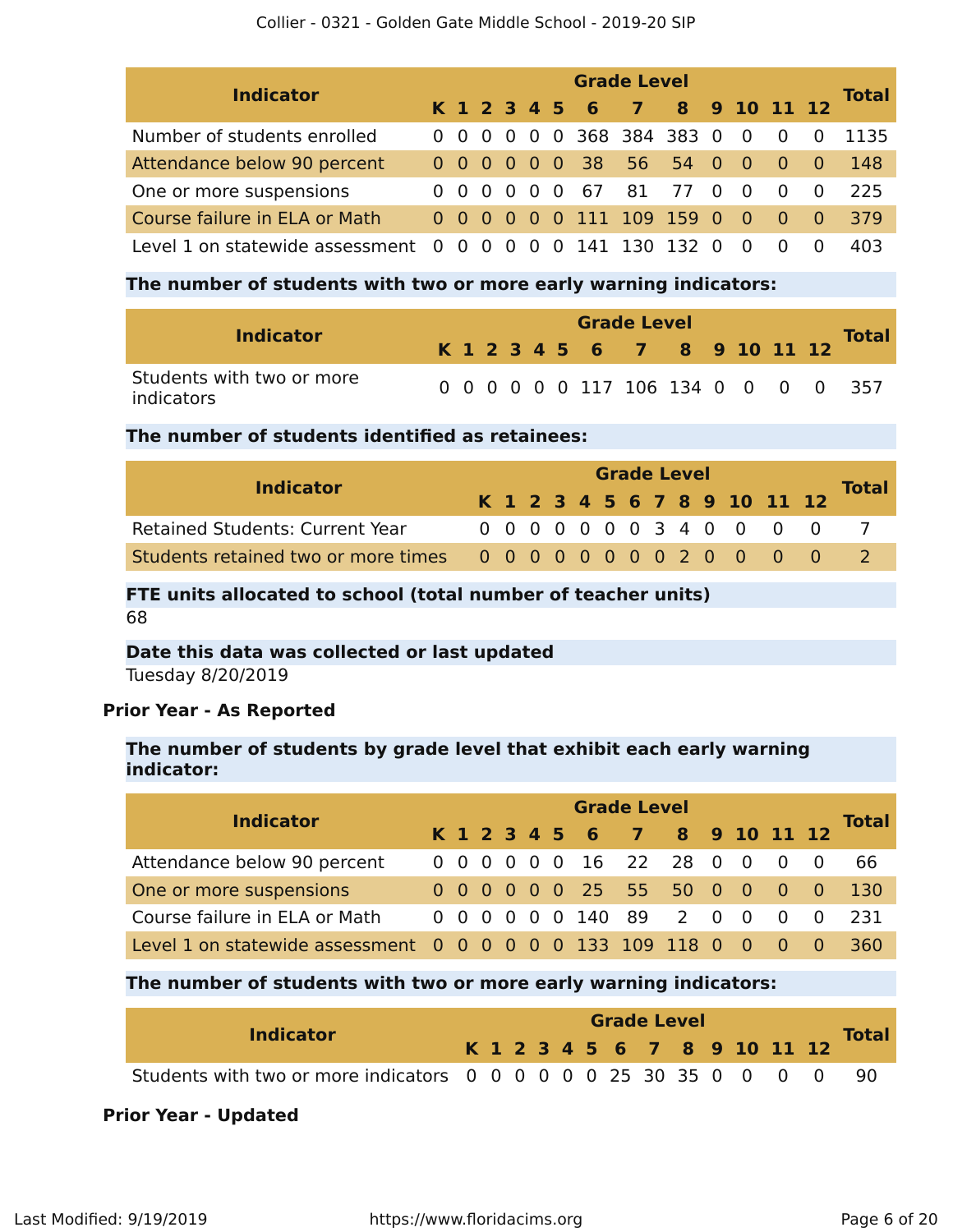| Indicator | Grade Level | | | | | | | | | | | | | Total |
|---|---|---|---|---|---|---|---|---|---|---|---|---|---|---|
| | K | 1 | 2 | 3 | 4 | 5 | 6 | 7 | 8 | 9 | 10 | 11 | 12 | |
| Number of students enrolled | 0 | 0 | 0 | 0 | 0 | 0 | 368 | 384 | 383 | 0 | 0 | 0 | 0 | 1135 |
| Attendance below 90 percent | 0 | 0 | 0 | 0 | 0 | 0 | 38 | 56 | 54 | 0 | 0 | 0 | 0 | 148 |
| One or more suspensions | 0 | 0 | 0 | 0 | 0 | 0 | 67 | 81 | 77 | 0 | 0 | 0 | 0 | 225 |
| Course failure in ELA or Math | 0 | 0 | 0 | 0 | 0 | 0 | 111 | 109 | 159 | 0 | 0 | 0 | 0 | 379 |
| Level 1 on statewide assessment | 0 | 0 | 0 | 0 | 0 | 0 | 141 | 130 | 132 | 0 | 0 | 0 | 0 | 403 |

**The number of students with two or more early warning indicators:**

| Indicator | Grade Level | | | | | | | | | | | | | Total |
|---|---|---|---|---|---|---|---|---|---|---|---|---|---|---|
| | K | 1 | 2 | 3 | 4 | 5 | 6 | 7 | 8 | 9 | 10 | 11 | 12 | |
| Students with two or more indicators | 0 | 0 | 0 | 0 | 0 | 0 | 117 | 106 | 134 | 0 | 0 | 0 | 0 | 357 |

**The number of students identified as retainees:**

| Indicator | Grade Level | | | | | | | | | | | | | Total |
|---|---|---|---|---|---|---|---|---|---|---|---|---|---|---|
| | K | 1 | 2 | 3 | 4 | 5 | 6 | 7 | 8 | 9 | 10 | 11 | 12 | |
| Retained Students: Current Year | 0 | 0 | 0 | 0 | 0 | 0 | 0 | 3 | 4 | 0 | 0 | 0 | 0 | 7 |
| Students retained two or more times | 0 | 0 | 0 | 0 | 0 | 0 | 0 | 0 | 2 | 0 | 0 | 0 | 0 | 2 |

**FTE units allocated to school (total number of teacher units)**

68

**Date this data was collected or last updated**

Tuesday 8/20/2019

### Prior Year - As Reported

**The number of students by grade level that exhibit each early warning indicator:**

| Indicator | Grade Level | | | | | | | | | | | | | Total |
|---|---|---|---|---|---|---|---|---|---|---|---|---|---|---|
| | K | 1 | 2 | 3 | 4 | 5 | 6 | 7 | 8 | 9 | 10 | 11 | 12 | |
| Attendance below 90 percent | 0 | 0 | 0 | 0 | 0 | 0 | 16 | 22 | 28 | 0 | 0 | 0 | 0 | 66 |
| One or more suspensions | 0 | 0 | 0 | 0 | 0 | 0 | 25 | 55 | 50 | 0 | 0 | 0 | 0 | 130 |
| Course failure in ELA or Math | 0 | 0 | 0 | 0 | 0 | 0 | 140 | 89 | 2 | 0 | 0 | 0 | 0 | 231 |
| Level 1 on statewide assessment | 0 | 0 | 0 | 0 | 0 | 0 | 133 | 109 | 118 | 0 | 0 | 0 | 0 | 360 |

**The number of students with two or more early warning indicators:**

| Indicator | Grade Level | | | | | | | | | | | | | Total |
|---|---|---|---|---|---|---|---|---|---|---|---|---|---|---|
| | K | 1 | 2 | 3 | 4 | 5 | 6 | 7 | 8 | 9 | 10 | 11 | 12 | |
| Students with two or more indicators | 0 | 0 | 0 | 0 | 0 | 0 | 25 | 30 | 35 | 0 | 0 | 0 | 0 | 90 |

### Prior Year - Updated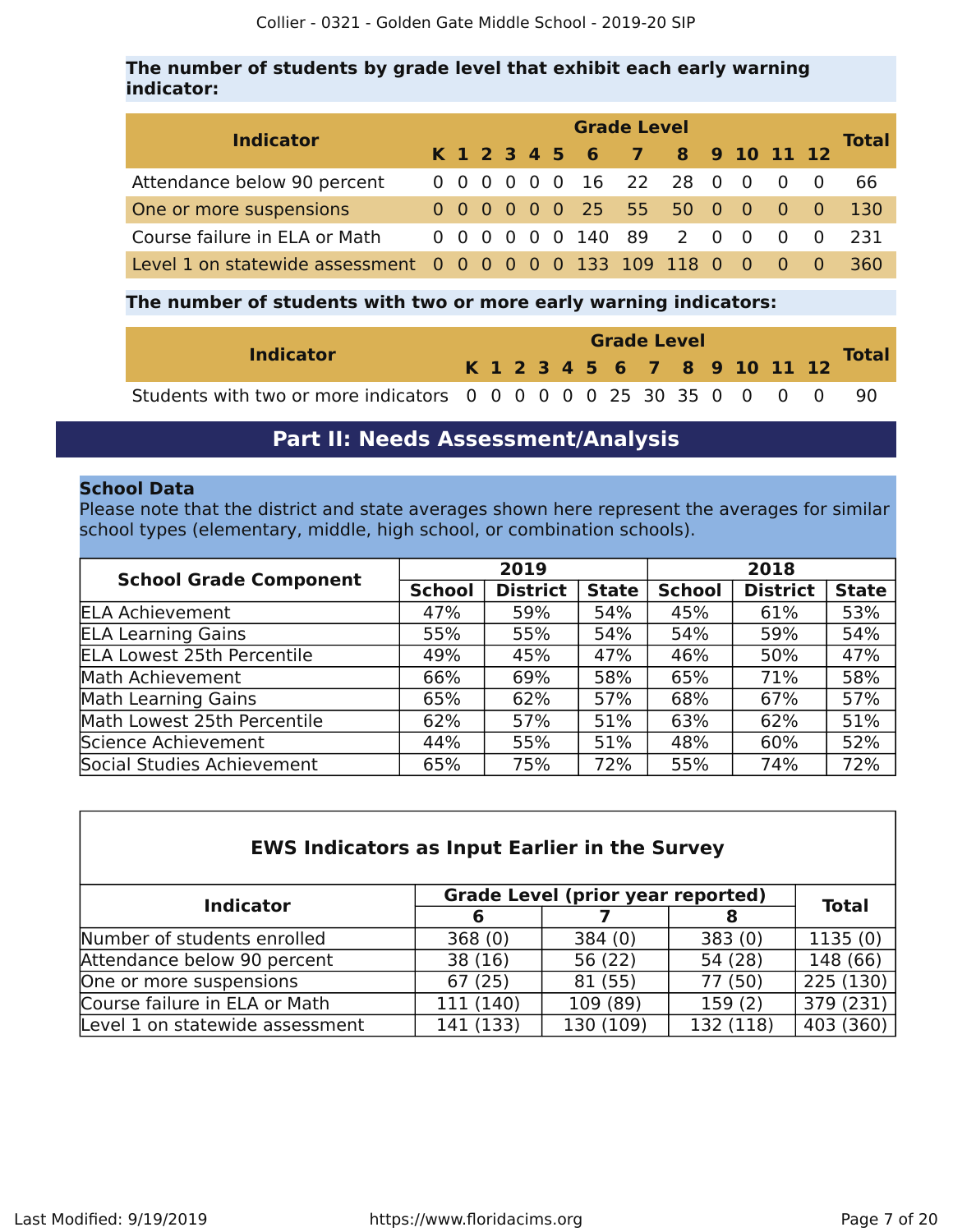### The number of students by grade level that exhibit each early warning indicator:

| Indicator | K | 1 | 2 | 3 | 4 | 5 | 6 | 7 | 8 | 9 | 10 | 11 | 12 | Total |
|---|---|---|---|---|---|---|---|---|---|---|---|---|---|---|
| Attendance below 90 percent | 0 | 0 | 0 | 0 | 0 | 0 | 16 | 22 | 28 | 0 | 0 | 0 | 0 | 66 |
| One or more suspensions | 0 | 0 | 0 | 0 | 0 | 0 | 25 | 55 | 50 | 0 | 0 | 0 | 0 | 130 |
| Course failure in ELA or Math | 0 | 0 | 0 | 0 | 0 | 0 | 140 | 89 | 2 | 0 | 0 | 0 | 0 | 231 |
| Level 1 on statewide assessment | 0 | 0 | 0 | 0 | 0 | 0 | 133 | 109 | 118 | 0 | 0 | 0 | 0 | 360 |

### The number of students with two or more early warning indicators:

| Indicator | K | 1 | 2 | 3 | 4 | 5 | 6 | 7 | 8 | 9 | 10 | 11 | 12 | Total |
|---|---|---|---|---|---|---|---|---|---|---|---|---|---|---|
| Students with two or more indicators | 0 | 0 | 0 | 0 | 0 | 0 | 25 | 30 | 35 | 0 | 0 | 0 | 0 | 90 |

## Part II: Needs Assessment/Analysis

### School Data

Please note that the district and state averages shown here represent the averages for similar school types (elementary, middle, high school, or combination schools).

| School Grade Component | 2019 | | | 2018 | | |
|---|---|---|---|---|---|---|
| | School | District | State | School | District | State |
| ELA Achievement | 47% | 59% | 54% | 45% | 61% | 53% |
| ELA Learning Gains | 55% | 55% | 54% | 54% | 59% | 54% |
| ELA Lowest 25th Percentile | 49% | 45% | 47% | 46% | 50% | 47% |
| Math Achievement | 66% | 69% | 58% | 65% | 71% | 58% |
| Math Learning Gains | 65% | 62% | 57% | 68% | 67% | 57% |
| Math Lowest 25th Percentile | 62% | 57% | 51% | 63% | 62% | 51% |
| Science Achievement | 44% | 55% | 51% | 48% | 60% | 52% |
| Social Studies Achievement | 65% | 75% | 72% | 55% | 74% | 72% |

### EWS Indicators as Input Earlier in the Survey

| Indicator | Grade Level (prior year reported) | | | Total |
|---|---|---|---|---|
| | 6 | 7 | 8 | |
| Number of students enrolled | 368 (0) | 384 (0) | 383 (0) | 1135 (0) |
| Attendance below 90 percent | 38 (16) | 56 (22) | 54 (28) | 148 (66) |
| One or more suspensions | 67 (25) | 81 (55) | 77 (50) | 225 (130) |
| Course failure in ELA or Math | 111 (140) | 109 (89) | 159 (2) | 379 (231) |
| Level 1 on statewide assessment | 141 (133) | 130 (109) | 132 (118) | 403 (360) |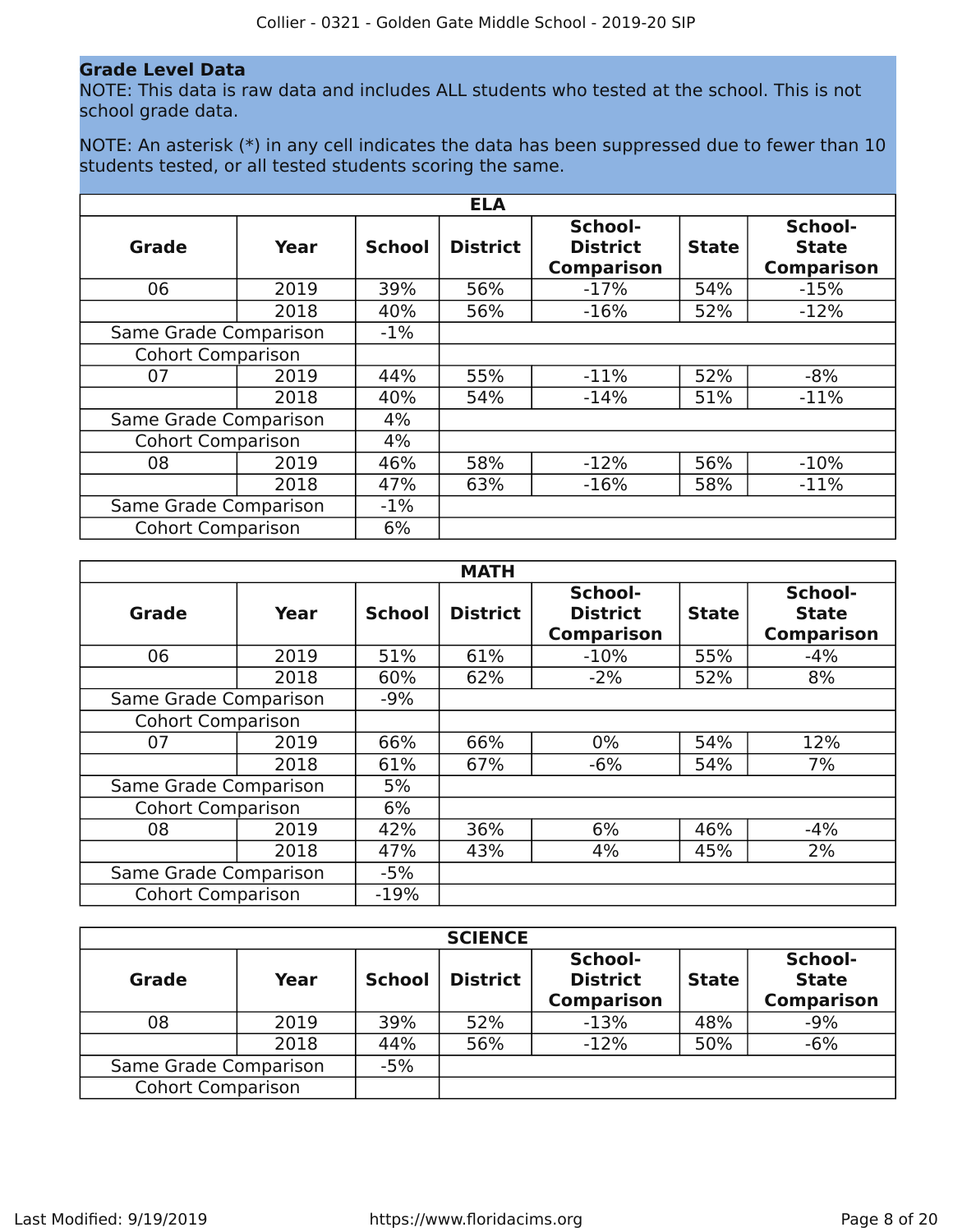## Grade Level Data

NOTE: This data is raw data and includes ALL students who tested at the school. This is not school grade data.

NOTE: An asterisk (*) in any cell indicates the data has been suppressed due to fewer than 10 students tested, or all tested students scoring the same.

| ELA | | | | | | |
|---|---|---|---|---|---|---|
| **Grade** | **Year** | **School** | **District** | **School-District Comparison** | **State** | **School-State Comparison** |
| 06 | 2019 | 39% | 56% | -17% | 54% | -15% |
| | 2018 | 40% | 56% | -16% | 52% | -12% |
| Same Grade Comparison | | -1% | | | | |
| Cohort Comparison | | | | | | |
| 07 | 2019 | 44% | 55% | -11% | 52% | -8% |
| | 2018 | 40% | 54% | -14% | 51% | -11% |
| Same Grade Comparison | | 4% | | | | |
| Cohort Comparison | | 4% | | | | |
| 08 | 2019 | 46% | 58% | -12% | 56% | -10% |
| | 2018 | 47% | 63% | -16% | 58% | -11% |
| Same Grade Comparison | | -1% | | | | |
| Cohort Comparison | | 6% | | | | |

| MATH | | | | | | |
|---|---|---|---|---|---|---|
| **Grade** | **Year** | **School** | **District** | **School-District Comparison** | **State** | **School-State Comparison** |
| 06 | 2019 | 51% | 61% | -10% | 55% | -4% |
| | 2018 | 60% | 62% | -2% | 52% | 8% |
| Same Grade Comparison | | -9% | | | | |
| Cohort Comparison | | | | | | |
| 07 | 2019 | 66% | 66% | 0% | 54% | 12% |
| | 2018 | 61% | 67% | -6% | 54% | 7% |
| Same Grade Comparison | | 5% | | | | |
| Cohort Comparison | | 6% | | | | |
| 08 | 2019 | 42% | 36% | 6% | 46% | -4% |
| | 2018 | 47% | 43% | 4% | 45% | 2% |
| Same Grade Comparison | | -5% | | | | |
| Cohort Comparison | | -19% | | | | |

| SCIENCE | | | | | | |
|---|---|---|---|---|---|---|
| **Grade** | **Year** | **School** | **District** | **School-District Comparison** | **State** | **School-State Comparison** |
| 08 | 2019 | 39% | 52% | -13% | 48% | -9% |
| | 2018 | 44% | 56% | -12% | 50% | -6% |
| Same Grade Comparison | | -5% | | | | |
| Cohort Comparison | | | | | | |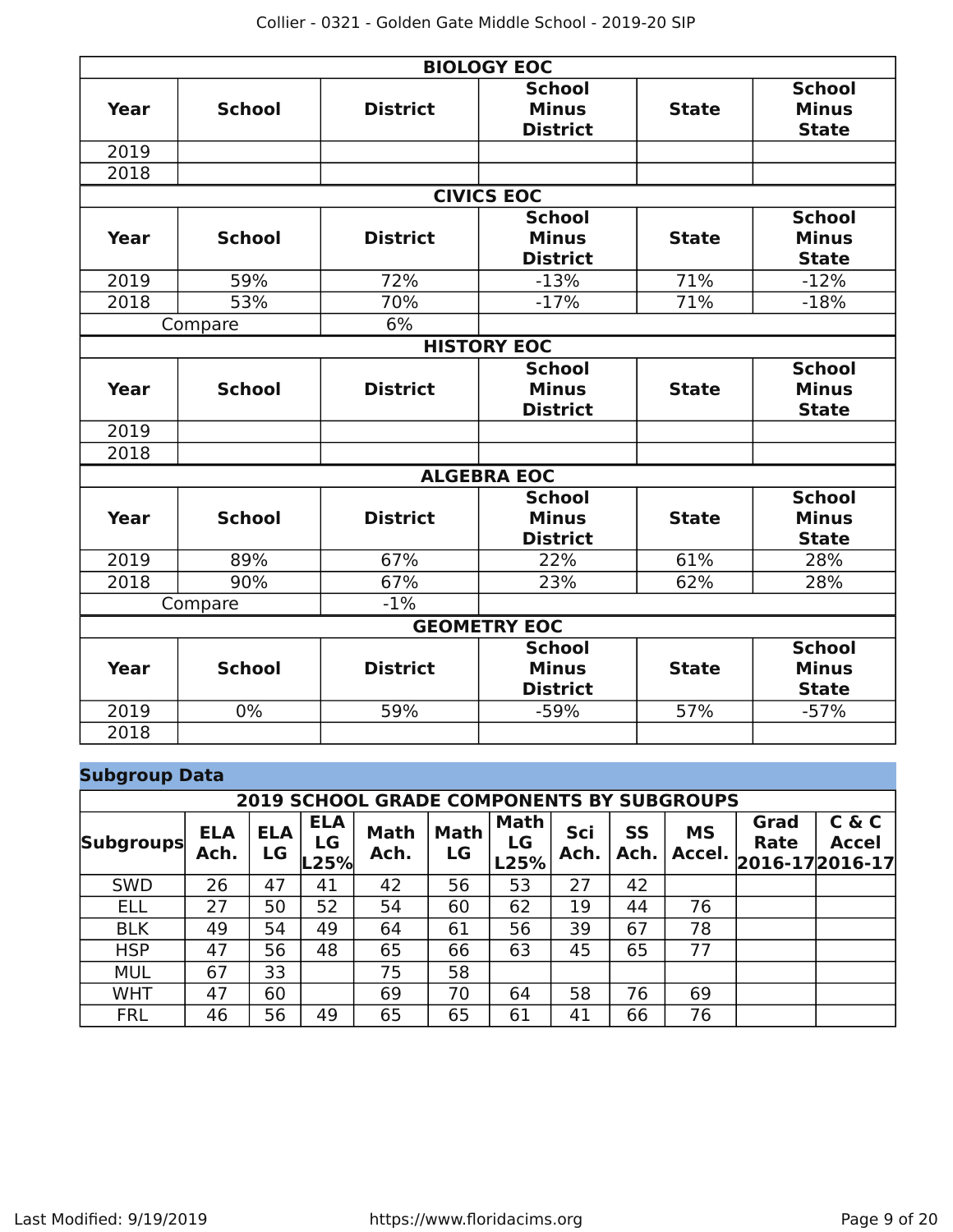| BIOLOGY EOC | | | | | |
|---|---|---|---|---|---|
| **Year** | **School** | **District** | **School Minus District** | **State** | **School Minus State** |
| 2019 | | | | | |
| 2018 | | | | | |

| CIVICS EOC | | | | | |
|---|---|---|---|---|---|
| **Year** | **School** | **District** | **School Minus District** | **State** | **School Minus State** |
| 2019 | 59% | 72% | -13% | 71% | -12% |
| 2018 | 53% | 70% | -17% | 71% | -18% |
| Compare | | 6% | | | |

| HISTORY EOC | | | | | |
|---|---|---|---|---|---|
| **Year** | **School** | **District** | **School Minus District** | **State** | **School Minus State** |
| 2019 | | | | | |
| 2018 | | | | | |

| ALGEBRA EOC | | | | | |
|---|---|---|---|---|---|
| **Year** | **School** | **District** | **School Minus District** | **State** | **School Minus State** |
| 2019 | 89% | 67% | 22% | 61% | 28% |
| 2018 | 90% | 67% | 23% | 62% | 28% |
| Compare | | -1% | | | |

| GEOMETRY EOC | | | | | |
|---|---|---|---|---|---|
| **Year** | **School** | **District** | **School Minus District** | **State** | **School Minus State** |
| 2019 | 0% | 59% | -59% | 57% | -57% |
| 2018 | | | | | |

## Subgroup Data

| 2019 SCHOOL GRADE COMPONENTS BY SUBGROUPS | | | | | | | | | | | |
|---|---|---|---|---|---|---|---|---|---|---|---|
| **Subgroups** | **ELA Ach.** | **ELA LG** | **ELA LG L25%** | **Math Ach.** | **Math LG** | **Math LG L25%** | **Sci Ach.** | **SS Ach.** | **MS Accel.** | **Grad Rate 2016-17** | **C & C Accel 2016-17** |
| SWD | 26 | 47 | 41 | 42 | 56 | 53 | 27 | 42 | | | |
| ELL | 27 | 50 | 52 | 54 | 60 | 62 | 19 | 44 | 76 | | |
| BLK | 49 | 54 | 49 | 64 | 61 | 56 | 39 | 67 | 78 | | |
| HSP | 47 | 56 | 48 | 65 | 66 | 63 | 45 | 65 | 77 | | |
| MUL | 67 | 33 | | 75 | 58 | | | | | | |
| WHT | 47 | 60 | | 69 | 70 | 64 | 58 | 76 | 69 | | |
| FRL | 46 | 56 | 49 | 65 | 65 | 61 | 41 | 66 | 76 | | |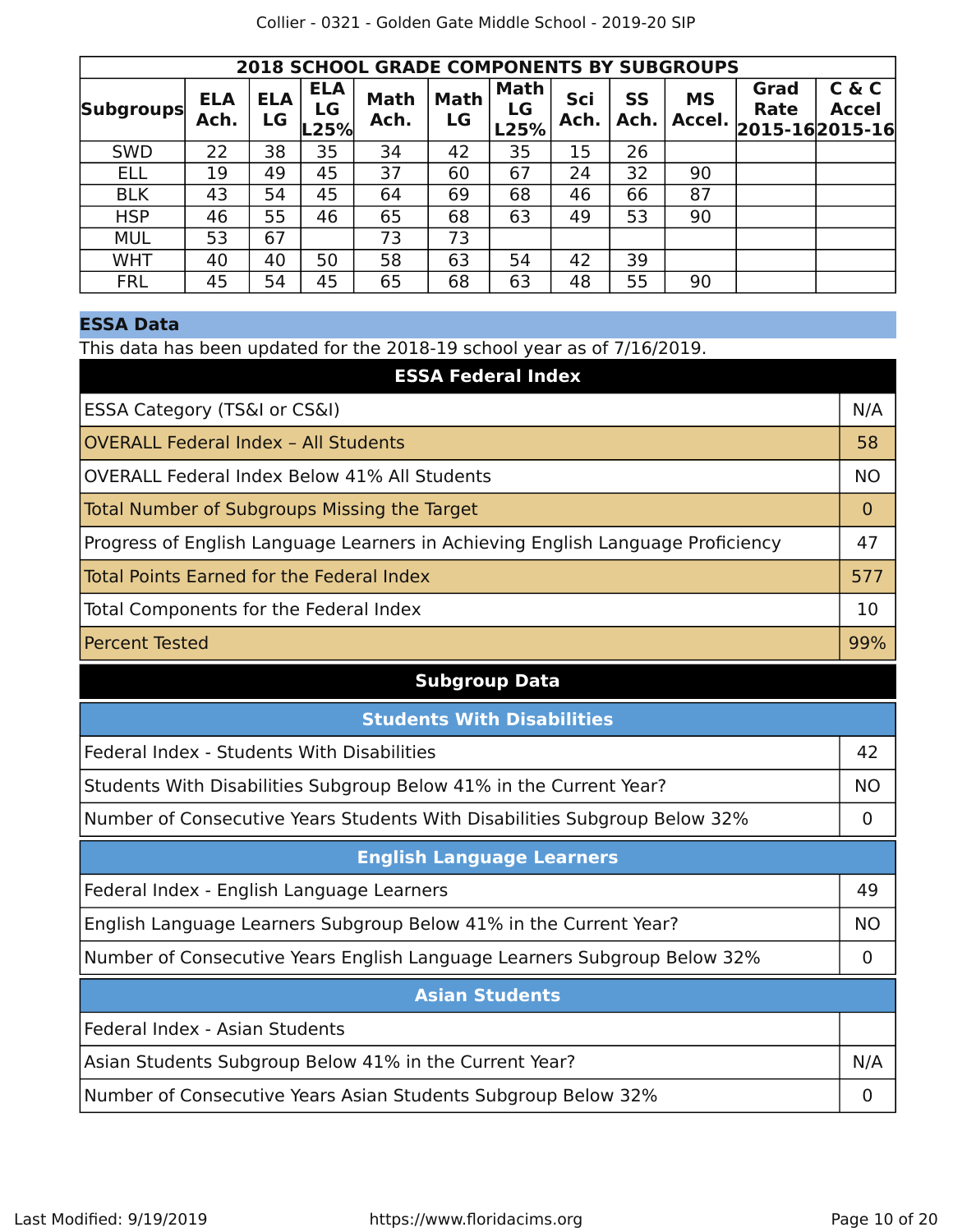| 2018 SCHOOL GRADE COMPONENTS BY SUBGROUPS | | | | | | | | | | | |
|---|---|---|---|---|---|---|---|---|---|---|---|
| Subgroups | ELA Ach. | ELA LG | ELA LG L25% | Math Ach. | Math LG | Math LG L25% | Sci Ach. | SS Ach. | MS Accel. | Grad Rate 2015-16 | C & C Accel 2015-16 |
| SWD | 22 | 38 | 35 | 34 | 42 | 35 | 15 | 26 | | | |
| ELL | 19 | 49 | 45 | 37 | 60 | 67 | 24 | 32 | 90 | | |
| BLK | 43 | 54 | 45 | 64 | 69 | 68 | 46 | 66 | 87 | | |
| HSP | 46 | 55 | 46 | 65 | 68 | 63 | 49 | 53 | 90 | | |
| MUL | 53 | 67 | | 73 | 73 | | | | | | |
| WHT | 40 | 40 | 50 | 58 | 63 | 54 | 42 | 39 | | | |
| FRL | 45 | 54 | 45 | 65 | 68 | 63 | 48 | 55 | 90 | | |

## ESSA Data

This data has been updated for the 2018-19 school year as of 7/16/2019.

| ESSA Federal Index | |
|---|---|
| ESSA Category (TS&I or CS&I) | N/A |
| OVERALL Federal Index – All Students | 58 |
| OVERALL Federal Index Below 41% All Students | NO |
| Total Number of Subgroups Missing the Target | 0 |
| Progress of English Language Learners in Achieving English Language Proficiency | 47 |
| Total Points Earned for the Federal Index | 577 |
| Total Components for the Federal Index | 10 |
| Percent Tested | 99% |

### Subgroup Data

| Students With Disabilities | |
|---|---|
| Federal Index - Students With Disabilities | 42 |
| Students With Disabilities Subgroup Below 41% in the Current Year? | NO |
| Number of Consecutive Years Students With Disabilities Subgroup Below 32% | 0 |

| English Language Learners | |
|---|---|
| Federal Index - English Language Learners | 49 |
| English Language Learners Subgroup Below 41% in the Current Year? | NO |
| Number of Consecutive Years English Language Learners Subgroup Below 32% | 0 |

| Asian Students | |
|---|---|
| Federal Index - Asian Students | |
| Asian Students Subgroup Below 41% in the Current Year? | N/A |
| Number of Consecutive Years Asian Students Subgroup Below 32% | 0 |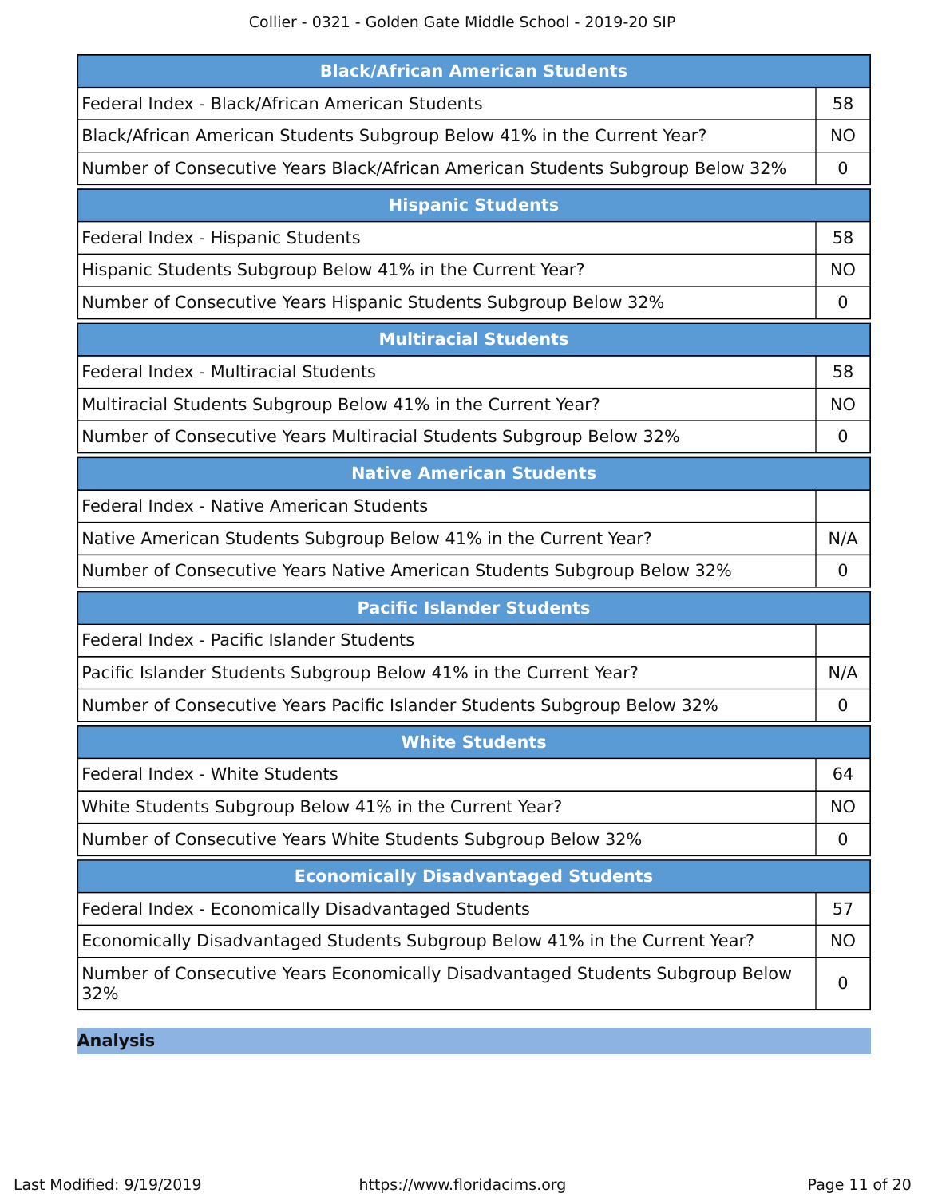| Black/African American Students | |
|---|---|
| Federal Index - Black/African American Students | 58 |
| Black/African American Students Subgroup Below 41% in the Current Year? | NO |
| Number of Consecutive Years Black/African American Students Subgroup Below 32% | 0 |

| Hispanic Students | |
|---|---|
| Federal Index - Hispanic Students | 58 |
| Hispanic Students Subgroup Below 41% in the Current Year? | NO |
| Number of Consecutive Years Hispanic Students Subgroup Below 32% | 0 |

| Multiracial Students | |
|---|---|
| Federal Index - Multiracial Students | 58 |
| Multiracial Students Subgroup Below 41% in the Current Year? | NO |
| Number of Consecutive Years Multiracial Students Subgroup Below 32% | 0 |

| Native American Students | |
|---|---|
| Federal Index - Native American Students | |
| Native American Students Subgroup Below 41% in the Current Year? | N/A |
| Number of Consecutive Years Native American Students Subgroup Below 32% | 0 |

| Pacific Islander Students | |
|---|---|
| Federal Index - Pacific Islander Students | |
| Pacific Islander Students Subgroup Below 41% in the Current Year? | N/A |
| Number of Consecutive Years Pacific Islander Students Subgroup Below 32% | 0 |

| White Students | |
|---|---|
| Federal Index - White Students | 64 |
| White Students Subgroup Below 41% in the Current Year? | NO |
| Number of Consecutive Years White Students Subgroup Below 32% | 0 |

| Economically Disadvantaged Students | |
|---|---|
| Federal Index - Economically Disadvantaged Students | 57 |
| Economically Disadvantaged Students Subgroup Below 41% in the Current Year? | NO |
| Number of Consecutive Years Economically Disadvantaged Students Subgroup Below 32% | 0 |

## Analysis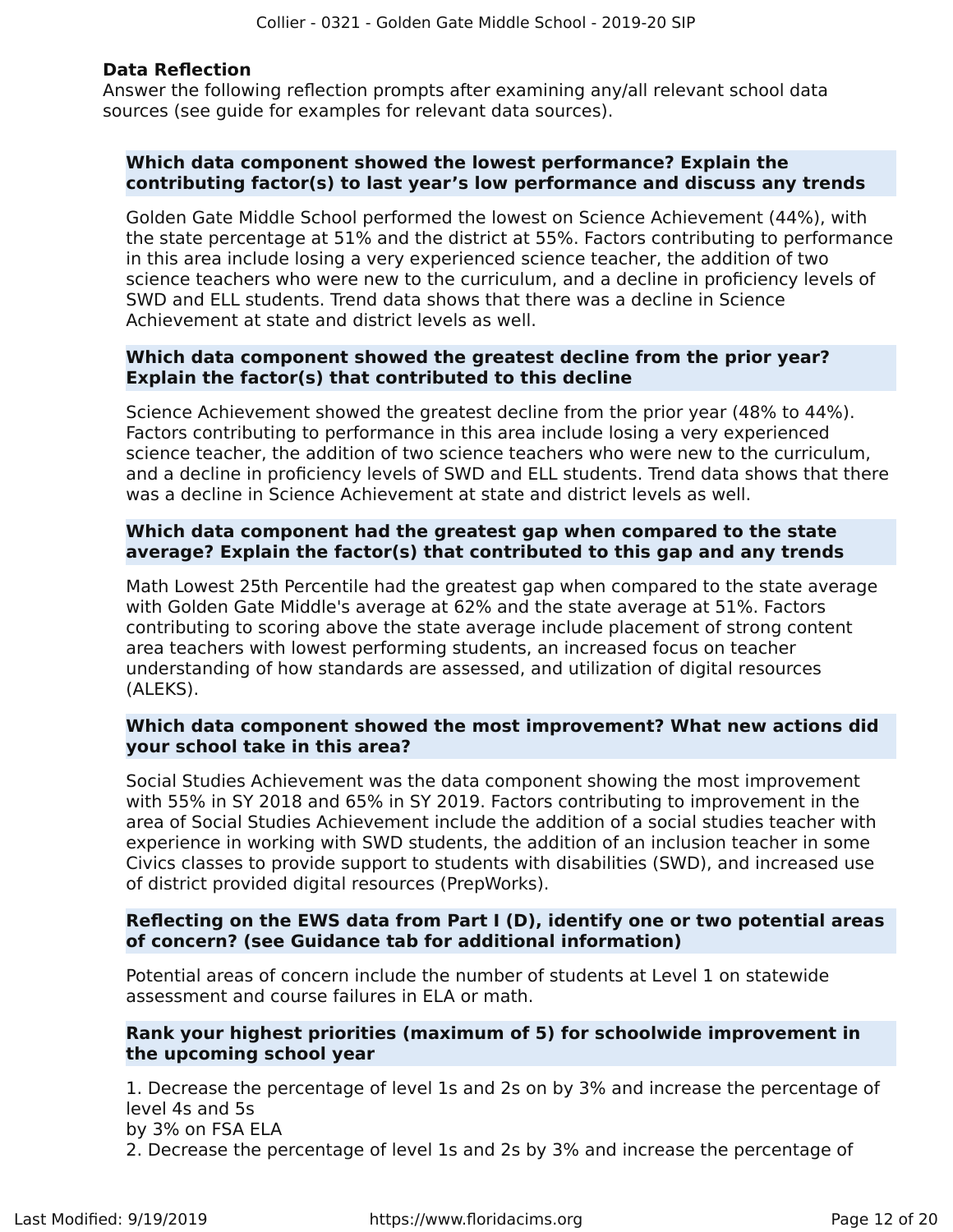### Data Reflection

Answer the following reflection prompts after examining any/all relevant school data sources (see guide for examples for relevant data sources).

**Which data component showed the lowest performance? Explain the contributing factor(s) to last year's low performance and discuss any trends**

Golden Gate Middle School performed the lowest on Science Achievement (44%), with the state percentage at 51% and the district at 55%. Factors contributing to performance in this area include losing a very experienced science teacher, the addition of two science teachers who were new to the curriculum, and a decline in proficiency levels of SWD and ELL students. Trend data shows that there was a decline in Science Achievement at state and district levels as well.

**Which data component showed the greatest decline from the prior year? Explain the factor(s) that contributed to this decline**

Science Achievement showed the greatest decline from the prior year (48% to 44%). Factors contributing to performance in this area include losing a very experienced science teacher, the addition of two science teachers who were new to the curriculum, and a decline in proficiency levels of SWD and ELL students. Trend data shows that there was a decline in Science Achievement at state and district levels as well.

**Which data component had the greatest gap when compared to the state average? Explain the factor(s) that contributed to this gap and any trends**

Math Lowest 25th Percentile had the greatest gap when compared to the state average with Golden Gate Middle's average at 62% and the state average at 51%. Factors contributing to scoring above the state average include placement of strong content area teachers with lowest performing students, an increased focus on teacher understanding of how standards are assessed, and utilization of digital resources (ALEKS).

**Which data component showed the most improvement? What new actions did your school take in this area?**

Social Studies Achievement was the data component showing the most improvement with 55% in SY 2018 and 65% in SY 2019. Factors contributing to improvement in the area of Social Studies Achievement include the addition of a social studies teacher with experience in working with SWD students, the addition of an inclusion teacher in some Civics classes to provide support to students with disabilities (SWD), and increased use of district provided digital resources (PrepWorks).

**Reflecting on the EWS data from Part I (D), identify one or two potential areas of concern? (see Guidance tab for additional information)**

Potential areas of concern include the number of students at Level 1 on statewide assessment and course failures in ELA or math.

**Rank your highest priorities (maximum of 5) for schoolwide improvement in the upcoming school year**

1. Decrease the percentage of level 1s and 2s on by 3% and increase the percentage of level 4s and 5s
by 3% on FSA ELA
2. Decrease the percentage of level 1s and 2s by 3% and increase the percentage of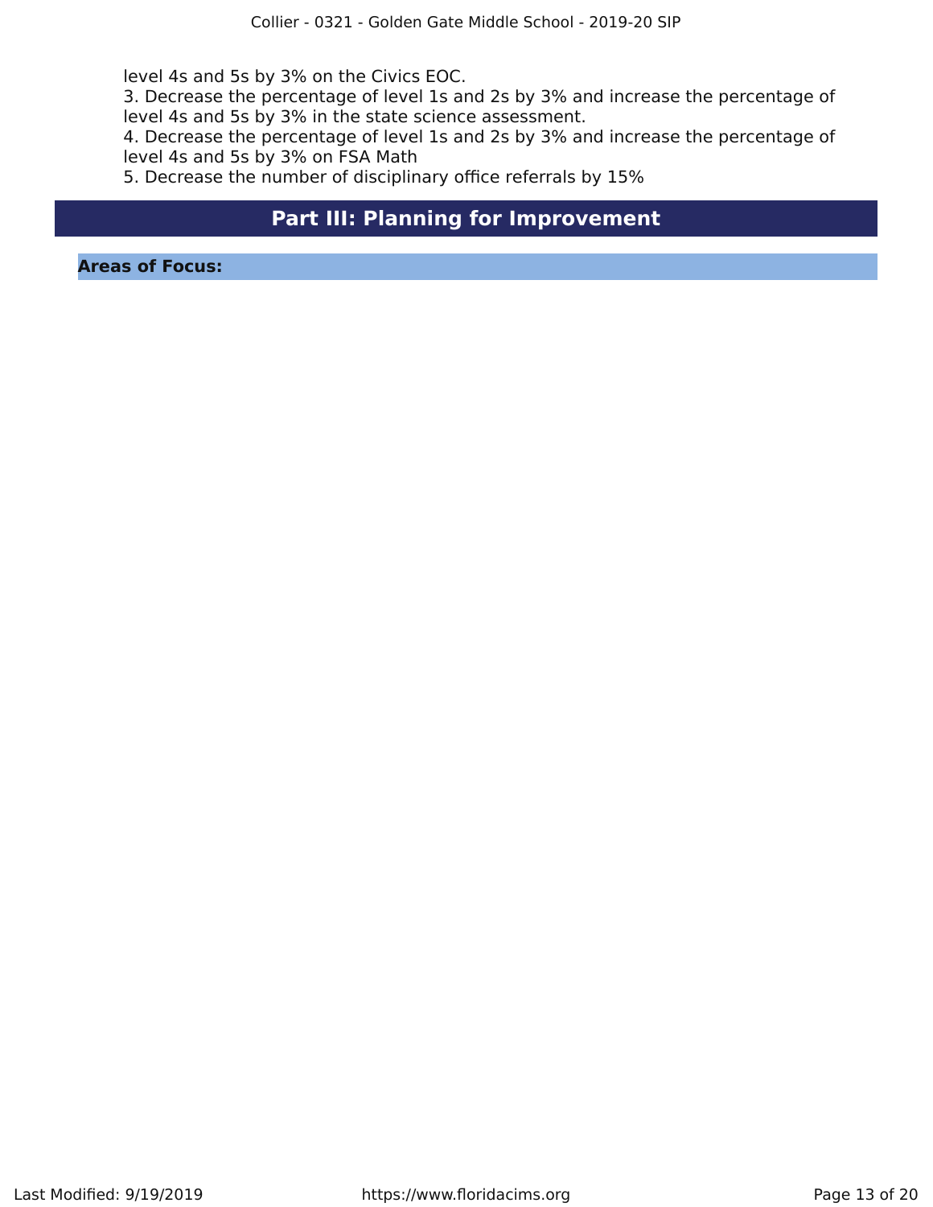level 4s and 5s by 3% on the Civics EOC.
3. Decrease the percentage of level 1s and 2s by 3% and increase the percentage of level 4s and 5s by 3% in the state science assessment.
4. Decrease the percentage of level 1s and 2s by 3% and increase the percentage of level 4s and 5s by 3% on FSA Math
5. Decrease the number of disciplinary office referrals by 15%

## Part III: Planning for Improvement

### Areas of Focus: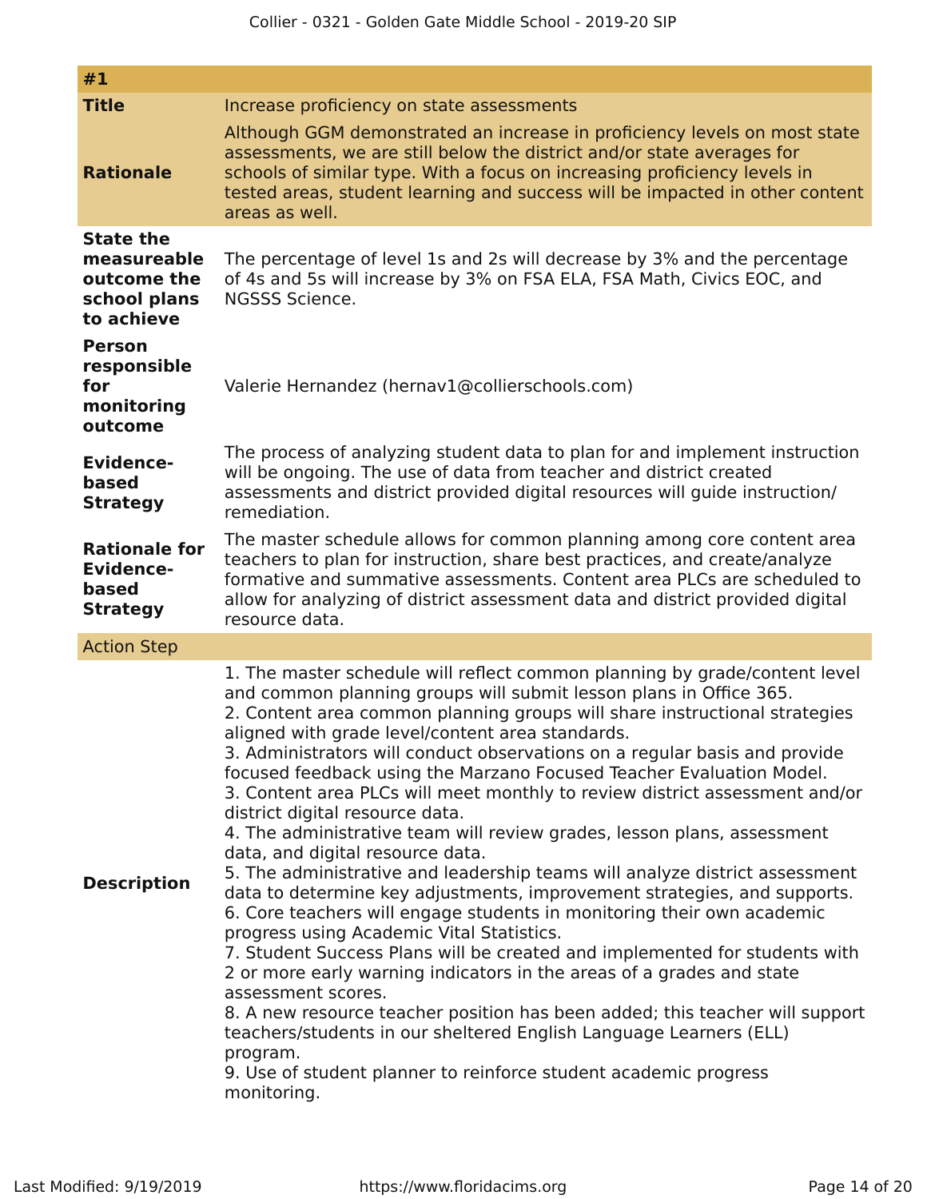| #1 | |
|---|---|
| **Title** | Increase proficiency on state assessments |
| **Rationale** | Although GGM demonstrated an increase in proficiency levels on most state assessments, we are still below the district and/or state averages for schools of similar type. With a focus on increasing proficiency levels in tested areas, student learning and success will be impacted in other content areas as well. |
| **State the measureable outcome the school plans to achieve** | The percentage of level 1s and 2s will decrease by 3% and the percentage of 4s and 5s will increase by 3% on FSA ELA, FSA Math, Civics EOC, and NGSSS Science. |
| **Person responsible for monitoring outcome** | Valerie Hernandez (hernav1@collierschools.com) |
| **Evidence-based Strategy** | The process of analyzing student data to plan for and implement instruction will be ongoing. The use of data from teacher and district created assessments and district provided digital resources will guide instruction/remediation. |
| **Rationale for Evidence-based Strategy** | The master schedule allows for common planning among core content area teachers to plan for instruction, share best practices, and create/analyze formative and summative assessments. Content area PLCs are scheduled to allow for analyzing of district assessment data and district provided digital resource data. |
| Action Step | |
| **Description** | 1. The master schedule will reflect common planning by grade/content level and common planning groups will submit lesson plans in Office 365.<br>2. Content area common planning groups will share instructional strategies aligned with grade level/content area standards.<br>3. Administrators will conduct observations on a regular basis and provide focused feedback using the Marzano Focused Teacher Evaluation Model.<br>3. Content area PLCs will meet monthly to review district assessment and/or district digital resource data.<br>4. The administrative team will review grades, lesson plans, assessment data, and digital resource data.<br>5. The administrative and leadership teams will analyze district assessment data to determine key adjustments, improvement strategies, and supports.<br>6. Core teachers will engage students in monitoring their own academic progress using Academic Vital Statistics.<br>7. Student Success Plans will be created and implemented for students with 2 or more early warning indicators in the areas of a grades and state assessment scores.<br>8. A new resource teacher position has been added; this teacher will support teachers/students in our sheltered English Language Learners (ELL) program.<br>9. Use of student planner to reinforce student academic progress monitoring. |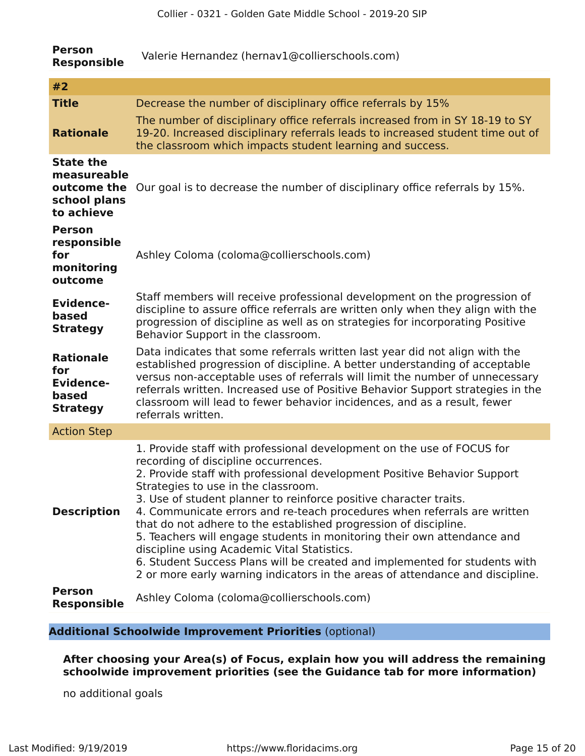| | |
|---|---|
| **Person Responsible** | Valerie Hernandez (hernav1@collierschools.com) |

| **#2** | |
|---|---|
| **Title** | Decrease the number of disciplinary office referrals by 15% |
| **Rationale** | The number of disciplinary office referrals increased from in SY 18-19 to SY 19-20. Increased disciplinary referrals leads to increased student time out of the classroom which impacts student learning and success. |
| **State the measureable outcome the school plans to achieve** | Our goal is to decrease the number of disciplinary office referrals by 15%. |
| **Person responsible for monitoring outcome** | Ashley Coloma (coloma@collierschools.com) |
| **Evidence-based Strategy** | Staff members will receive professional development on the progression of discipline to assure office referrals are written only when they align with the progression of discipline as well as on strategies for incorporating Positive Behavior Support in the classroom. |
| **Rationale for Evidence-based Strategy** | Data indicates that some referrals written last year did not align with the established progression of discipline. A better understanding of acceptable versus non-acceptable uses of referrals will limit the number of unnecessary referrals written. Increased use of Positive Behavior Support strategies in the classroom will lead to fewer behavior incidences, and as a result, fewer referrals written. |
| Action Step | |
| **Description** | 1. Provide staff with professional development on the use of FOCUS for recording of discipline occurrences.<br>2. Provide staff with professional development Positive Behavior Support Strategies to use in the classroom.<br>3. Use of student planner to reinforce positive character traits.<br>4. Communicate errors and re-teach procedures when referrals are written that do not adhere to the established progression of discipline.<br>5. Teachers will engage students in monitoring their own attendance and discipline using Academic Vital Statistics.<br>6. Student Success Plans will be created and implemented for students with 2 or more early warning indicators in the areas of attendance and discipline. |
| **Person Responsible** | Ashley Coloma (coloma@collierschools.com) |

## **Additional Schoolwide Improvement Priorities** (optional)

**After choosing your Area(s) of Focus, explain how you will address the remaining schoolwide improvement priorities (see the Guidance tab for more information)**

no additional goals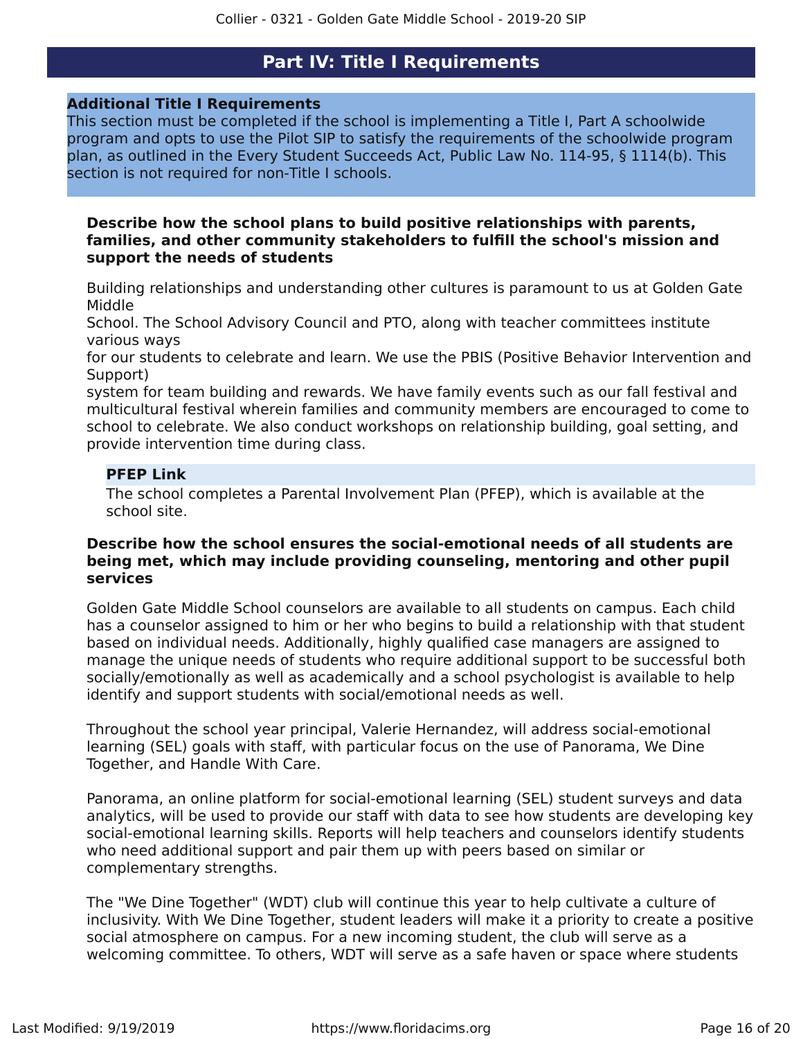## Part IV: Title I Requirements

### Additional Title I Requirements

This section must be completed if the school is implementing a Title I, Part A schoolwide program and opts to use the Pilot SIP to satisfy the requirements of the schoolwide program plan, as outlined in the Every Student Succeeds Act, Public Law No. 114-95, § 1114(b). This section is not required for non-Title I schools.

**Describe how the school plans to build positive relationships with parents, families, and other community stakeholders to fulfill the school's mission and support the needs of students**

Building relationships and understanding other cultures is paramount to us at Golden Gate Middle School. The School Advisory Council and PTO, along with teacher committees institute various ways for our students to celebrate and learn. We use the PBIS (Positive Behavior Intervention and Support) system for team building and rewards. We have family events such as our fall festival and multicultural festival wherein families and community members are encouraged to come to school to celebrate. We also conduct workshops on relationship building, goal setting, and provide intervention time during class.

**PFEP Link**

The school completes a Parental Involvement Plan (PFEP), which is available at the school site.

**Describe how the school ensures the social-emotional needs of all students are being met, which may include providing counseling, mentoring and other pupil services**

Golden Gate Middle School counselors are available to all students on campus. Each child has a counselor assigned to him or her who begins to build a relationship with that student based on individual needs. Additionally, highly qualified case managers are assigned to manage the unique needs of students who require additional support to be successful both socially/emotionally as well as academically and a school psychologist is available to help identify and support students with social/emotional needs as well.

Throughout the school year principal, Valerie Hernandez, will address social-emotional learning (SEL) goals with staff, with particular focus on the use of Panorama, We Dine Together, and Handle With Care.

Panorama, an online platform for social-emotional learning (SEL) student surveys and data analytics, will be used to provide our staff with data to see how students are developing key social-emotional learning skills. Reports will help teachers and counselors identify students who need additional support and pair them up with peers based on similar or complementary strengths.

The "We Dine Together" (WDT) club will continue this year to help cultivate a culture of inclusivity. With We Dine Together, student leaders will make it a priority to create a positive social atmosphere on campus. For a new incoming student, the club will serve as a welcoming committee. To others, WDT will serve as a safe haven or space where students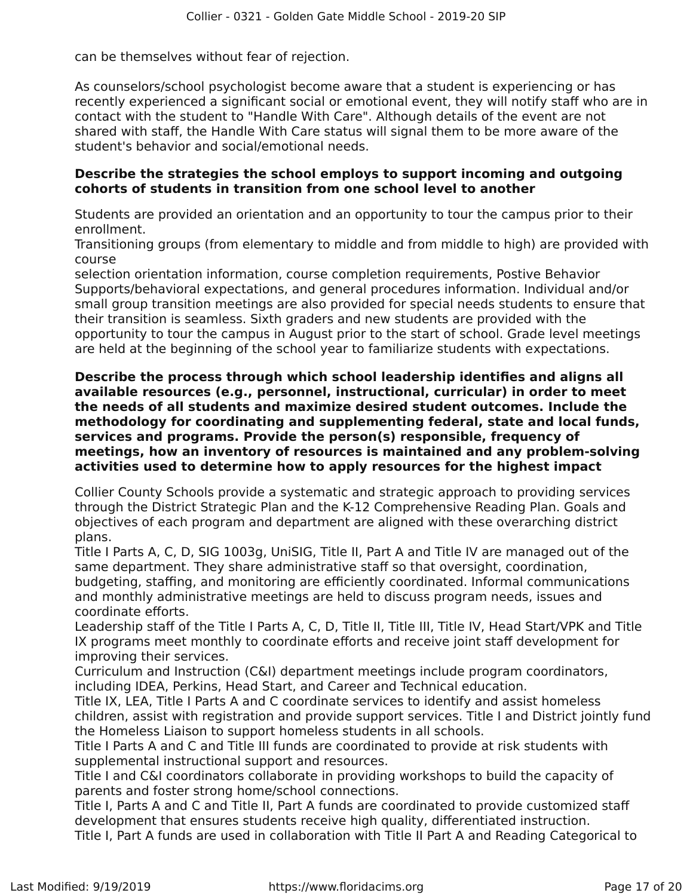can be themselves without fear of rejection.

As counselors/school psychologist become aware that a student is experiencing or has recently experienced a significant social or emotional event, they will notify staff who are in contact with the student to "Handle With Care". Although details of the event are not shared with staff, the Handle With Care status will signal them to be more aware of the student's behavior and social/emotional needs.

**Describe the strategies the school employs to support incoming and outgoing cohorts of students in transition from one school level to another**

Students are provided an orientation and an opportunity to tour the campus prior to their enrollment.
Transitioning groups (from elementary to middle and from middle to high) are provided with course
selection orientation information, course completion requirements, Postive Behavior Supports/behavioral expectations, and general procedures information. Individual and/or small group transition meetings are also provided for special needs students to ensure that their transition is seamless. Sixth graders and new students are provided with the opportunity to tour the campus in August prior to the start of school. Grade level meetings are held at the beginning of the school year to familiarize students with expectations.

**Describe the process through which school leadership identifies and aligns all available resources (e.g., personnel, instructional, curricular) in order to meet the needs of all students and maximize desired student outcomes. Include the methodology for coordinating and supplementing federal, state and local funds, services and programs. Provide the person(s) responsible, frequency of meetings, how an inventory of resources is maintained and any problem-solving activities used to determine how to apply resources for the highest impact**

Collier County Schools provide a systematic and strategic approach to providing services through the District Strategic Plan and the K-12 Comprehensive Reading Plan. Goals and objectives of each program and department are aligned with these overarching district plans.
Title I Parts A, C, D, SIG 1003g, UniSIG, Title II, Part A and Title IV are managed out of the same department. They share administrative staff so that oversight, coordination, budgeting, staffing, and monitoring are efficiently coordinated. Informal communications and monthly administrative meetings are held to discuss program needs, issues and coordinate efforts.
Leadership staff of the Title I Parts A, C, D, Title II, Title III, Title IV, Head Start/VPK and Title IX programs meet monthly to coordinate efforts and receive joint staff development for improving their services.
Curriculum and Instruction (C&I) department meetings include program coordinators, including IDEA, Perkins, Head Start, and Career and Technical education.
Title IX, LEA, Title I Parts A and C coordinate services to identify and assist homeless children, assist with registration and provide support services. Title I and District jointly fund the Homeless Liaison to support homeless students in all schools.
Title I Parts A and C and Title III funds are coordinated to provide at risk students with supplemental instructional support and resources.
Title I and C&I coordinators collaborate in providing workshops to build the capacity of parents and foster strong home/school connections.
Title I, Parts A and C and Title II, Part A funds are coordinated to provide customized staff development that ensures students receive high quality, differentiated instruction.
Title I, Part A funds are used in collaboration with Title II Part A and Reading Categorical to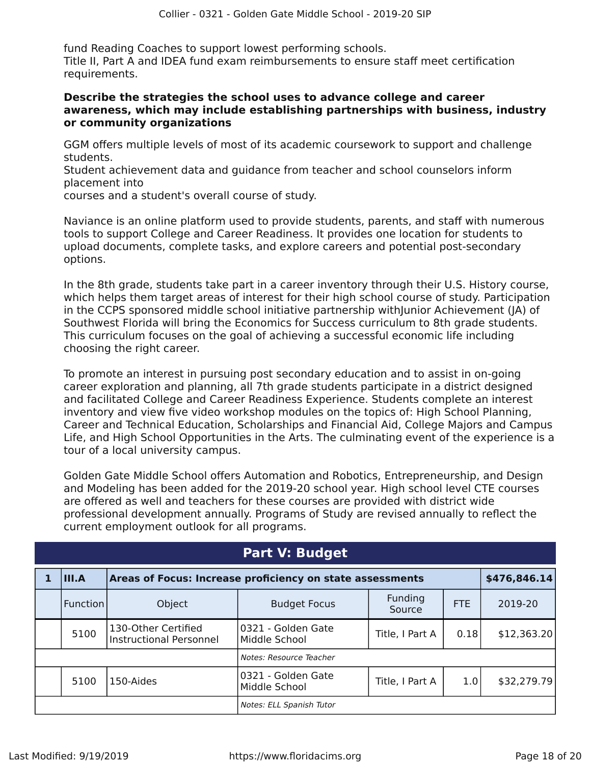fund Reading Coaches to support lowest performing schools.
Title II, Part A and IDEA fund exam reimbursements to ensure staff meet certification requirements.

**Describe the strategies the school uses to advance college and career awareness, which may include establishing partnerships with business, industry or community organizations**

GGM offers multiple levels of most of its academic coursework to support and challenge students.
Student achievement data and guidance from teacher and school counselors inform placement into
courses and a student's overall course of study.

Naviance is an online platform used to provide students, parents, and staff with numerous tools to support College and Career Readiness. It provides one location for students to upload documents, complete tasks, and explore careers and potential post-secondary options.

In the 8th grade, students take part in a career inventory through their U.S. History course, which helps them target areas of interest for their high school course of study. Participation in the CCPS sponsored middle school initiative partnership withJunior Achievement (JA) of Southwest Florida will bring the Economics for Success curriculum to 8th grade students. This curriculum focuses on the goal of achieving a successful economic life including choosing the right career.

To promote an interest in pursuing post secondary education and to assist in on-going career exploration and planning, all 7th grade students participate in a district designed and facilitated College and Career Readiness Experience. Students complete an interest inventory and view five video workshop modules on the topics of: High School Planning, Career and Technical Education, Scholarships and Financial Aid, College Majors and Campus Life, and High School Opportunities in the Arts. The culminating event of the experience is a tour of a local university campus.

Golden Gate Middle School offers Automation and Robotics, Entrepreneurship, and Design and Modeling has been added for the 2019-20 school year. High school level CTE courses are offered as well and teachers for these courses are provided with district wide professional development annually. Programs of Study are revised annually to reflect the current employment outlook for all programs.

## Part V: Budget

| 1 | III.A | Areas of Focus: Increase proficiency on state assessments | | | | $476,846.14 |
|---|---|---|---|---|---|---|
| | Function | Object | Budget Focus | Funding Source | FTE | 2019-20 |
| | 5100 | 130-Other Certified Instructional Personnel | 0321 - Golden Gate Middle School | Title, I Part A | 0.18 | $12,363.20 |
| | | | *Notes: Resource Teacher* | | | |
| | 5100 | 150-Aides | 0321 - Golden Gate Middle School | Title, I Part A | 1.0 | $32,279.79 |
| | | | *Notes: ELL Spanish Tutor* | | | |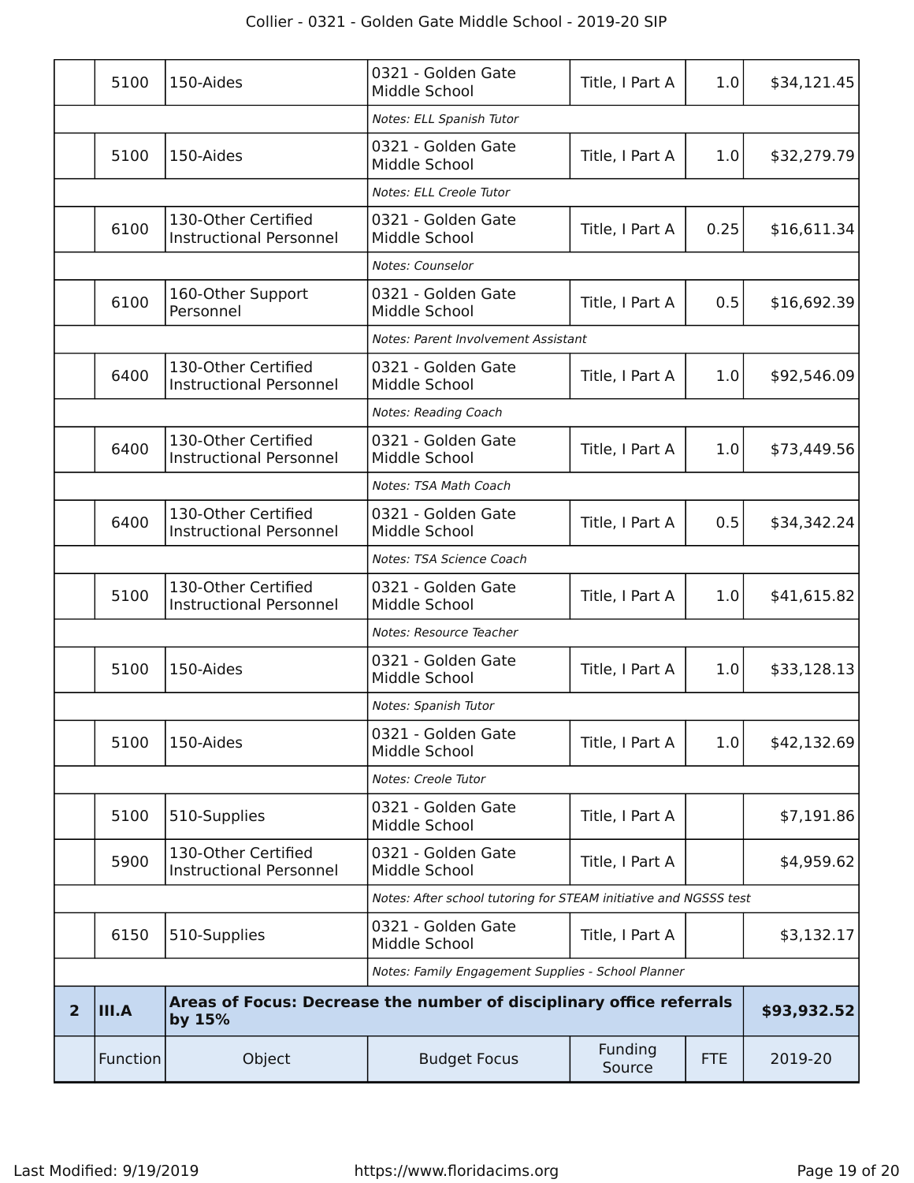| | Function | Object | Budget Focus | Funding Source | FTE | 2019-20 |
|---|---|---|---|---|---|---|
| | 5100 | 150-Aides | 0321 - Golden Gate Middle School | Title, I Part A | 1.0 | $34,121.45 |
| | | | *Notes: ELL Spanish Tutor* | | | |
| | 5100 | 150-Aides | 0321 - Golden Gate Middle School | Title, I Part A | 1.0 | $32,279.79 |
| | | | *Notes: ELL Creole Tutor* | | | |
| | 6100 | 130-Other Certified Instructional Personnel | 0321 - Golden Gate Middle School | Title, I Part A | 0.25 | $16,611.34 |
| | | | *Notes: Counselor* | | | |
| | 6100 | 160-Other Support Personnel | 0321 - Golden Gate Middle School | Title, I Part A | 0.5 | $16,692.39 |
| | | | *Notes: Parent Involvement Assistant* | | | |
| | 6400 | 130-Other Certified Instructional Personnel | 0321 - Golden Gate Middle School | Title, I Part A | 1.0 | $92,546.09 |
| | | | *Notes: Reading Coach* | | | |
| | 6400 | 130-Other Certified Instructional Personnel | 0321 - Golden Gate Middle School | Title, I Part A | 1.0 | $73,449.56 |
| | | | *Notes: TSA Math Coach* | | | |
| | 6400 | 130-Other Certified Instructional Personnel | 0321 - Golden Gate Middle School | Title, I Part A | 0.5 | $34,342.24 |
| | | | *Notes: TSA Science Coach* | | | |
| | 5100 | 130-Other Certified Instructional Personnel | 0321 - Golden Gate Middle School | Title, I Part A | 1.0 | $41,615.82 |
| | | | *Notes: Resource Teacher* | | | |
| | 5100 | 150-Aides | 0321 - Golden Gate Middle School | Title, I Part A | 1.0 | $33,128.13 |
| | | | *Notes: Spanish Tutor* | | | |
| | 5100 | 150-Aides | 0321 - Golden Gate Middle School | Title, I Part A | 1.0 | $42,132.69 |
| | | | *Notes: Creole Tutor* | | | |
| | 5100 | 510-Supplies | 0321 - Golden Gate Middle School | Title, I Part A | | $7,191.86 |
| | 5900 | 130-Other Certified Instructional Personnel | 0321 - Golden Gate Middle School | Title, I Part A | | $4,959.62 |
| | | | *Notes: After school tutoring for STEAM initiative and NGSSS test* | | | |
| | 6150 | 510-Supplies | 0321 - Golden Gate Middle School | Title, I Part A | | $3,132.17 |
| | | | *Notes: Family Engagement Supplies - School Planner* | | | |
| **2** | **III.A** | **Areas of Focus: Decrease the number of disciplinary office referrals by 15%** | | | | **$93,932.52** |
| | Function | Object | Budget Focus | Funding Source | FTE | 2019-20 |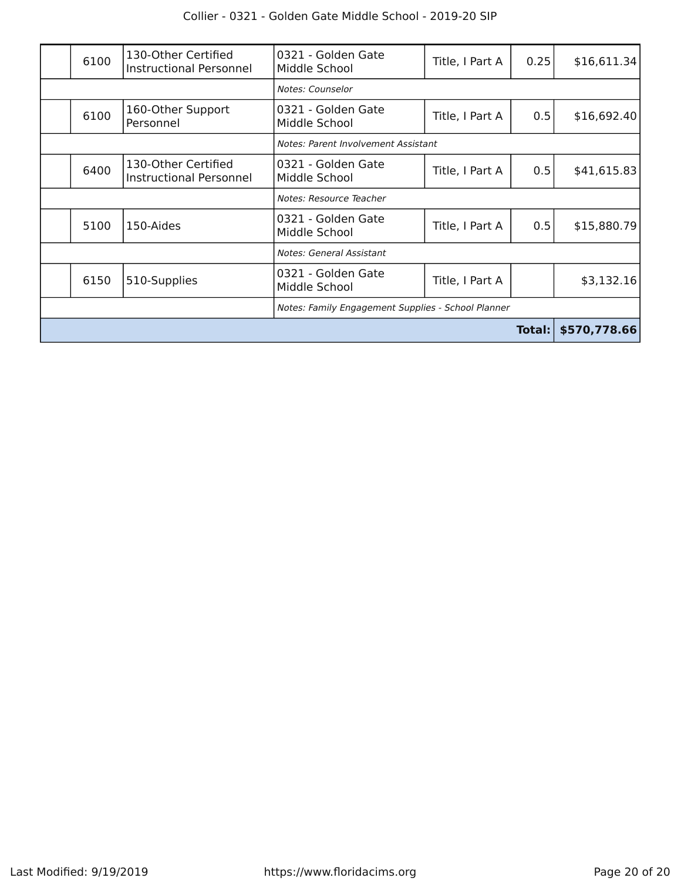| | | | | | | |
|---|---|---|---|---|---|---|
| | 6100 | 130-Other Certified Instructional Personnel | 0321 - Golden Gate Middle School | Title, I Part A | 0.25 | $16,611.34 |
| | | | *Notes: Counselor* | | | |
| | 6100 | 160-Other Support Personnel | 0321 - Golden Gate Middle School | Title, I Part A | 0.5 | $16,692.40 |
| | | | *Notes: Parent Involvement Assistant* | | | |
| | 6400 | 130-Other Certified Instructional Personnel | 0321 - Golden Gate Middle School | Title, I Part A | 0.5 | $41,615.83 |
| | | | *Notes: Resource Teacher* | | | |
| | 5100 | 150-Aides | 0321 - Golden Gate Middle School | Title, I Part A | 0.5 | $15,880.79 |
| | | | *Notes: General Assistant* | | | |
| | 6150 | 510-Supplies | 0321 - Golden Gate Middle School | Title, I Part A | | $3,132.16 |
| | | | *Notes: Family Engagement Supplies - School Planner* | | | |
| | | | | | **Total:** | **$570,778.66** |